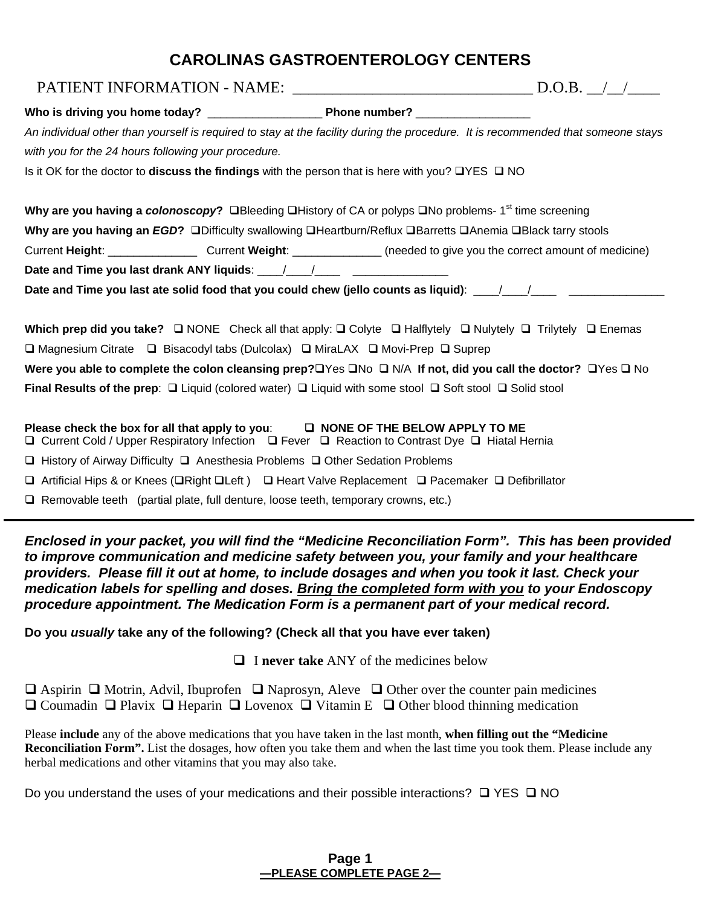# CAROLINAS GASTROENTEROLOGY CENTERS

PATIENT INFORMATION - NAME: ______________________________ D.O.B. __/__/____

**Who is driving you home today?** __________________ **Phone number?** __________________

*An individual other than yourself is required to stay at the facility during the procedure. It is recommended that someone stays with you for the 24 hours following your procedure.*

Is it OK for the doctor to **discuss the findings** with the person that is here with you? ❑YES ❑ NO

**Why are you having a *colonoscopy*?** ❑Bleeding ❑History of CA or polyps ❑No problems- 1st time screening

**Why are you having an *EGD*?** ❑Difficulty swallowing ❑Heartburn/Reflux ❑Barretts ❑Anemia ❑Black tarry stools

Current **Height**: ______________ Current **Weight**: ______________ (needed to give you the correct amount of medicine)

**Date and Time you last drank ANY liquids**: ____/____/____ _______________

**Date and Time you last ate solid food that you could chew (jello counts as liquid)**: ____/____/____ _______________

**Which prep did you take?** ❑ NONE Check all that apply: ❑ Colyte ❑ Halflytely ❑ Nulytely ❑ Trilytely ❑ Enemas ❑ Magnesium Citrate ❑ Bisacodyl tabs (Dulcolax) ❑ MiraLAX ❑ Movi-Prep ❑ Suprep

**Were you able to complete the colon cleansing prep?**❑Yes ❑No ❑ N/A **If not, did you call the doctor?** ❑Yes ❑ No

**Final Results of the prep**: ❑ Liquid (colored water) ❑ Liquid with some stool ❑ Soft stool ❑ Solid stool

**Please check the box for all that apply to you**: ❑ **NONE OF THE BELOW APPLY TO ME**

❑ Current Cold / Upper Respiratory Infection ❑ Fever ❑ Reaction to Contrast Dye ❑ Hiatal Hernia

❑ History of Airway Difficulty ❑ Anesthesia Problems ❑ Other Sedation Problems

❑ Artificial Hips & or Knees (❑Right ❑Left ) ❑ Heart Valve Replacement ❑ Pacemaker ❑ Defibrillator

❑ Removable teeth (partial plate, full denture, loose teeth, temporary crowns, etc.)

---

***Enclosed in your packet, you will find the "Medicine Reconciliation Form". This has been provided to improve communication and medicine safety between you, your family and your healthcare providers. Please fill it out at home, to include dosages and when you took it last. Check your medication labels for spelling and doses. Bring the completed form with you to your Endoscopy procedure appointment. The Medication Form is a permanent part of your medical record.***

**Do you *usually* take any of the following? (Check all that you have ever taken)**

❑ I **never take** ANY of the medicines below

❑ Aspirin ❑ Motrin, Advil, Ibuprofen ❑ Naprosyn, Aleve ❑ Other over the counter pain medicines
❑ Coumadin ❑ Plavix ❑ Heparin ❑ Lovenox ❑ Vitamin E ❑ Other blood thinning medication

Please **include** any of the above medications that you have taken in the last month, **when filling out the "Medicine Reconciliation Form".** List the dosages, how often you take them and when the last time you took them. Please include any herbal medications and other vitamins that you may also take.

Do you understand the uses of your medications and their possible interactions? ❑ YES ❑ NO

**—PLEASE COMPLETE PAGE 2—**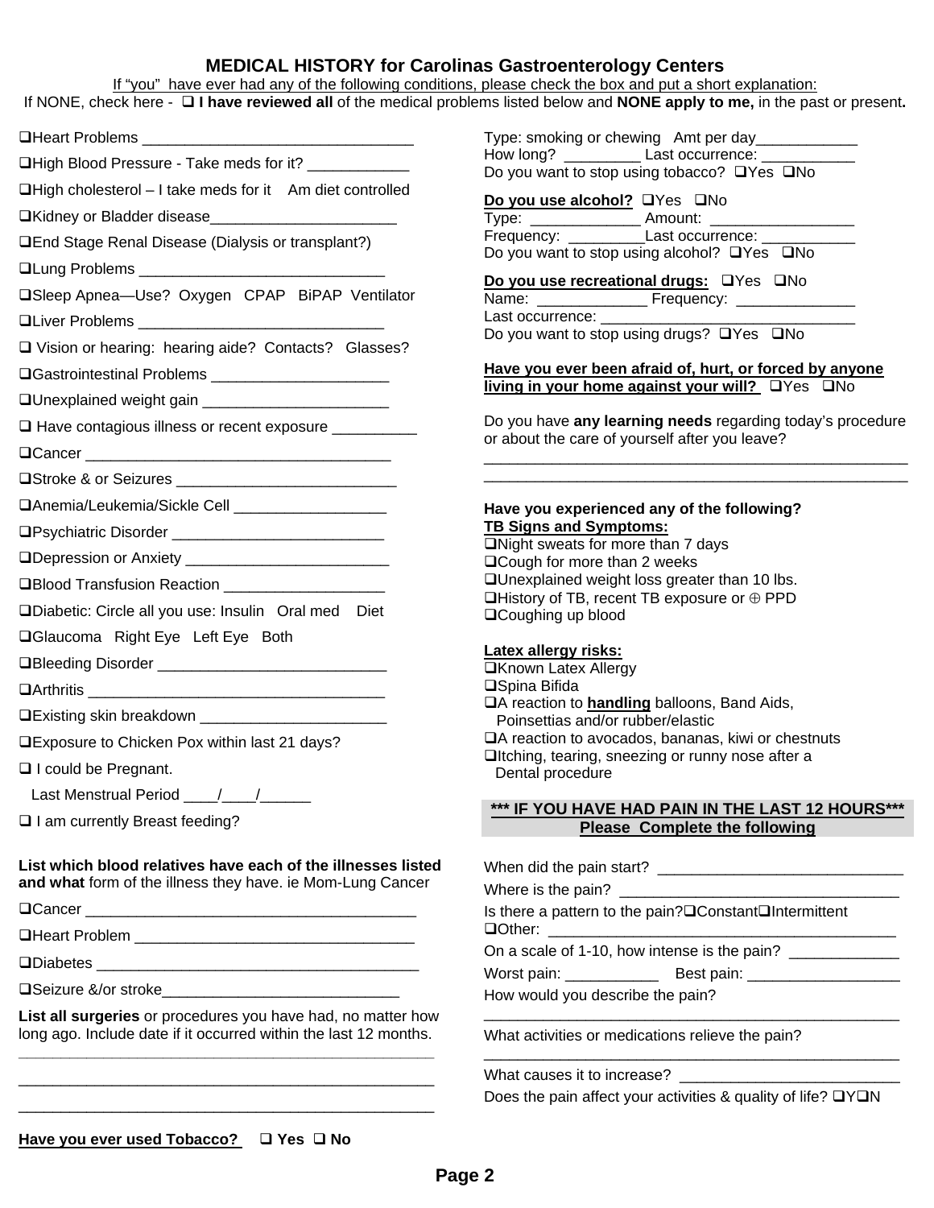## MEDICAL HISTORY for Carolinas Gastroenterology Centers

If "you" have ever had any of the following conditions, please check the box and put a short explanation:

If NONE, check here - ❑ **I have reviewed all** of the medical problems listed below and **NONE apply to me,** in the past or present**.**

❑Heart Problems ________________________________

❑High Blood Pressure - Take meds for it? ____________

❑High cholesterol – I take meds for it   Am diet controlled

❑Kidney or Bladder disease______________________

❑End Stage Renal Disease (Dialysis or transplant?)

❑Lung Problems _____________________________

❑Sleep Apnea—Use? Oxygen   CPAP   BiPAP  Ventilator

❑Liver Problems _____________________________

❑ Vision or hearing: hearing aide? Contacts?  Glasses?

❑Gastrointestinal Problems _____________________

❑Unexplained weight gain ______________________

❑ Have contagious illness or recent exposure __________

❑Cancer ____________________________________

❑Stroke & or Seizures __________________________

❑Anemia/Leukemia/Sickle Cell __________________

❑Psychiatric Disorder _________________________

❑Depression or Anxiety ________________________

❑Blood Transfusion Reaction ___________________

❑Diabetic: Circle all you use: Insulin  Oral med   Diet

❑Glaucoma  Right Eye  Left Eye  Both

❑Bleeding Disorder ___________________________

❑Arthritis ___________________________________

❑Existing skin breakdown ______________________

❑Exposure to Chicken Pox within last 21 days?

❑ I could be Pregnant.

Last Menstrual Period ____/____/______

❑ I am currently Breast feeding?

**List which blood relatives have each of the illnesses listed and what** form of the illness they have. ie Mom-Lung Cancer

❑Cancer _______________________________________

❑Heart Problem _________________________________

❑Diabetes ______________________________________

❑Seizure &/or stroke____________________________

**List all surgeries** or procedures you have had, no matter how long ago. Include date if it occurred within the last 12 months.

__________________________________________________

__________________________________________________

__________________________________________________

**Have you ever used Tobacco?** ❑ **Yes** ❑ **No**

Type: smoking or chewing  Amt per day____________

How long? _________ Last occurrence: ___________

Do you want to stop using tobacco? ❑Yes ❑No

**Do you use alcohol?** ❑Yes ❑No

Type: _____________ Amount: _________________

Frequency: _________Last occurrence: ___________

Do you want to stop using alcohol? ❑Yes ❑No

**Do you use recreational drugs:** ❑Yes ❑No

Name: _____________ Frequency: ______________

Last occurrence: ______________________________

Do you want to stop using drugs? ❑Yes ❑No

**Have you ever been afraid of, hurt, or forced by anyone living in your home against your will?** ❑Yes ❑No

Do you have **any learning needs** regarding today's procedure or about the care of yourself after you leave?

____________________________________________________

____________________________________________________

**Have you experienced any of the following?**

**TB Signs and Symptoms:**

❑Night sweats for more than 7 days
❑Cough for more than 2 weeks
❑Unexplained weight loss greater than 10 lbs.
❑History of TB, recent TB exposure or ⊕ PPD
❑Coughing up blood

**Latex allergy risks:**

❑Known Latex Allergy
❑Spina Bifida
❑A reaction to **handling** balloons, Band Aids, Poinsettias and/or rubber/elastic
❑A reaction to avocados, bananas, kiwi or chestnuts
❑Itching, tearing, sneezing or runny nose after a Dental procedure

**\*\*\* IF YOU HAVE HAD PAIN IN THE LAST 12 HOURS\*\*\***
**Please Complete the following**

When did the pain start? _____________________________

Where is the pain? _________________________________

Is there a pattern to the pain?❑Constant❑Intermittent ❑Other: __________________________________________

On a scale of 1-10, how intense is the pain? _____________

Worst pain: ___________  Best pain: __________________

How would you describe the pain?

_________________________________________________

What activities or medications relieve the pain?

_________________________________________________

What causes it to increase? _________________________

Does the pain affect your activities & quality of life? ❑Y❑N